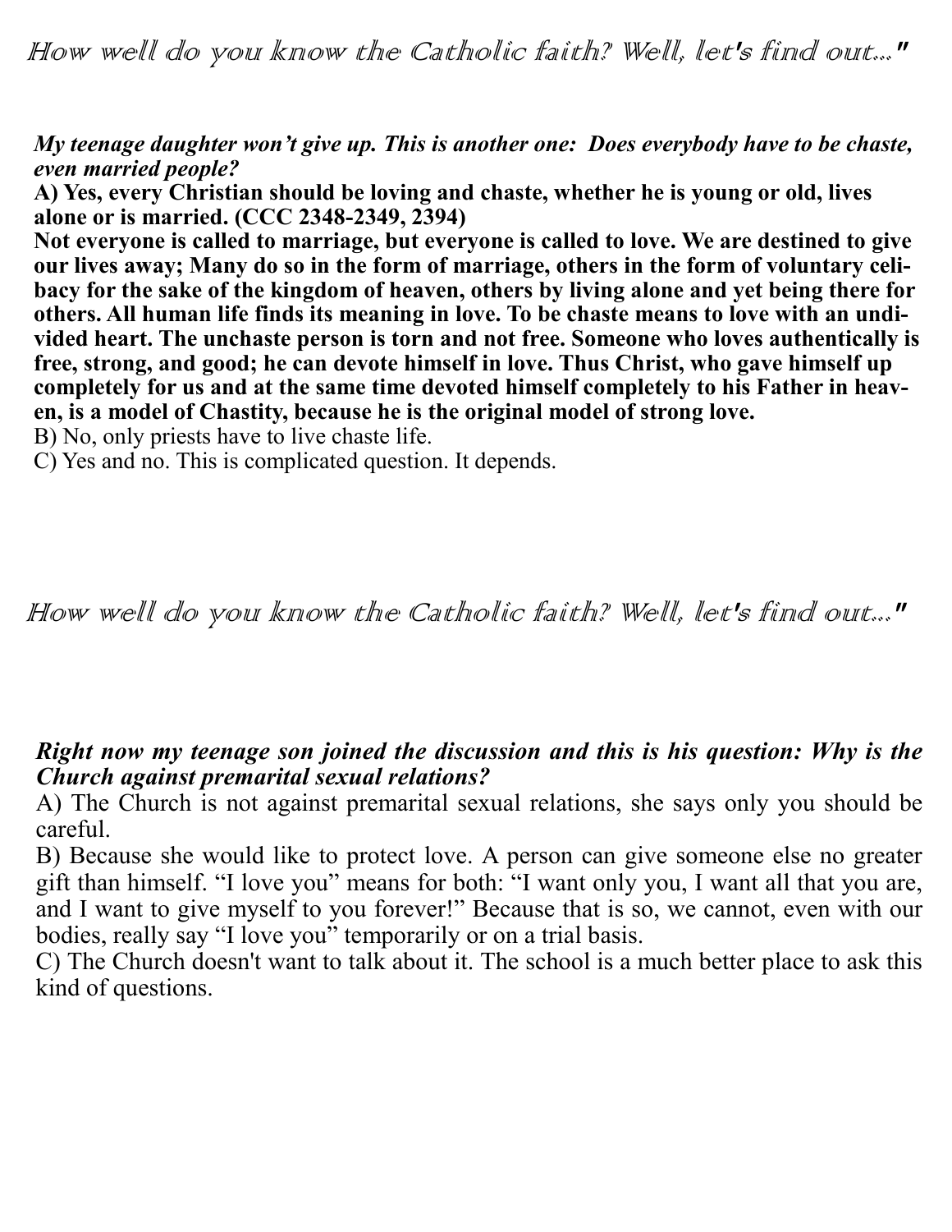## How well do you know the Catholic faith? Well, let's find out..."

***My teenage daughter won't give up. This is another one: Does everybody have to be chaste, even married people?***

**A) Yes, every Christian should be loving and chaste, whether he is young or old, lives alone or is married. (CCC 2348-2349, 2394)**

**Not everyone is called to marriage, but everyone is called to love. We are destined to give our lives away; Many do so in the form of marriage, others in the form of voluntary celibacy for the sake of the kingdom of heaven, others by living alone and yet being there for others. All human life finds its meaning in love. To be chaste means to love with an undivided heart. The unchaste person is torn and not free. Someone who loves authentically is free, strong, and good; he can devote himself in love. Thus Christ, who gave himself up completely for us and at the same time devoted himself completely to his Father in heaven, is a model of Chastity, because he is the original model of strong love.**

B) No, only priests have to live chaste life.

C) Yes and no. This is complicated question. It depends.

## How well do you know the Catholic faith? Well, let's find out..."

***Right now my teenage son joined the discussion and this is his question: Why is the Church against premarital sexual relations?***

A) The Church is not against premarital sexual relations, she says only you should be careful.

B) Because she would like to protect love. A person can give someone else no greater gift than himself. "I love you" means for both: "I want only you, I want all that you are, and I want to give myself to you forever!" Because that is so, we cannot, even with our bodies, really say "I love you" temporarily or on a trial basis.

C) The Church doesn't want to talk about it. The school is a much better place to ask this kind of questions.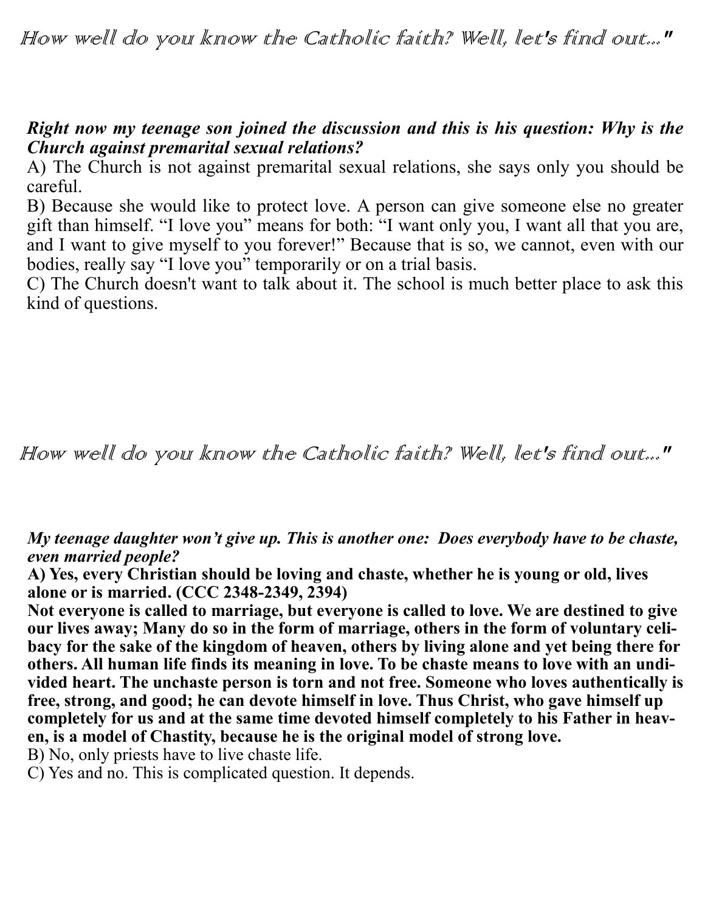How well do you know the Catholic faith? Well, let's find out..."

***Right now my teenage son joined the discussion and this is his question: Why is the Church against premarital sexual relations?***

A) The Church is not against premarital sexual relations, she says only you should be careful.

B) Because she would like to protect love. A person can give someone else no greater gift than himself. "I love you" means for both: "I want only you, I want all that you are, and I want to give myself to you forever!" Because that is so, we cannot, even with our bodies, really say "I love you" temporarily or on a trial basis.

C) The Church doesn't want to talk about it. The school is much better place to ask this kind of questions.

How well do you know the Catholic faith? Well, let's find out..."

***My teenage daughter won't give up. This is another one: Does everybody have to be chaste, even married people?***

**A) Yes, every Christian should be loving and chaste, whether he is young or old, lives alone or is married. (CCC 2348-2349, 2394)**

**Not everyone is called to marriage, but everyone is called to love. We are destined to give our lives away; Many do so in the form of marriage, others in the form of voluntary celibacy for the sake of the kingdom of heaven, others by living alone and yet being there for others. All human life finds its meaning in love. To be chaste means to love with an undivided heart. The unchaste person is torn and not free. Someone who loves authentically is free, strong, and good; he can devote himself in love. Thus Christ, who gave himself up completely for us and at the same time devoted himself completely to his Father in heaven, is a model of Chastity, because he is the original model of strong love.**

B) No, only priests have to live chaste life.

C) Yes and no. This is complicated question. It depends.